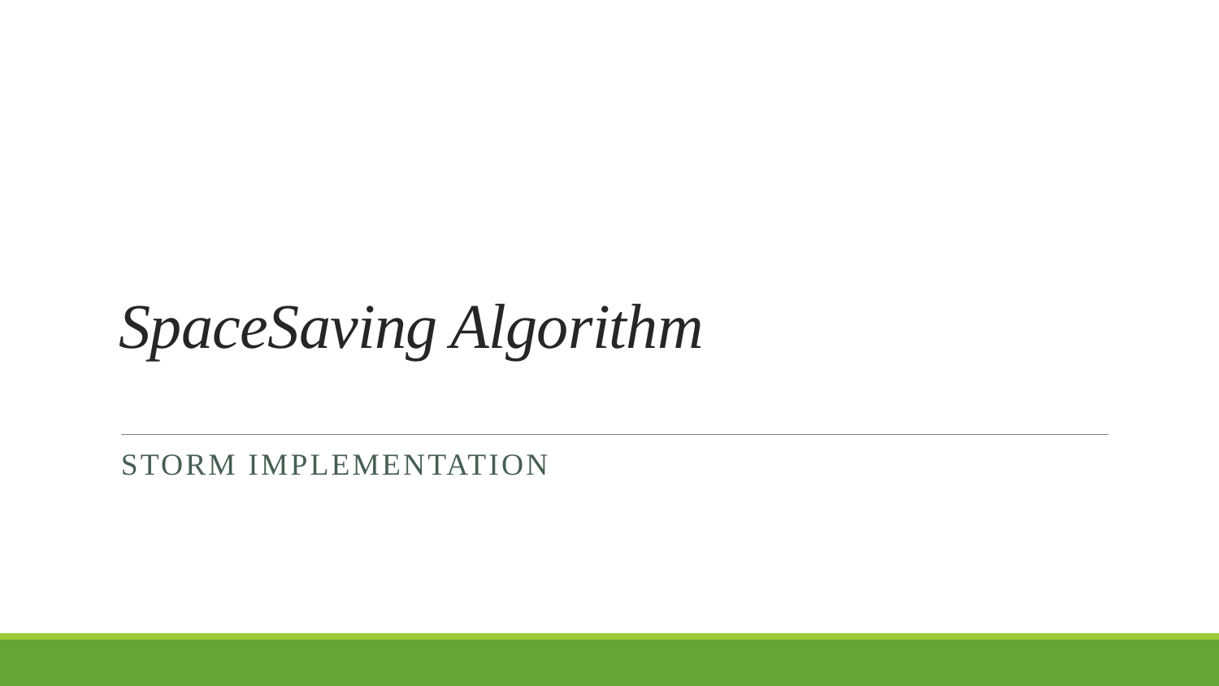# *SpaceSaving Algorithm*

STORM IMPLEMENTATION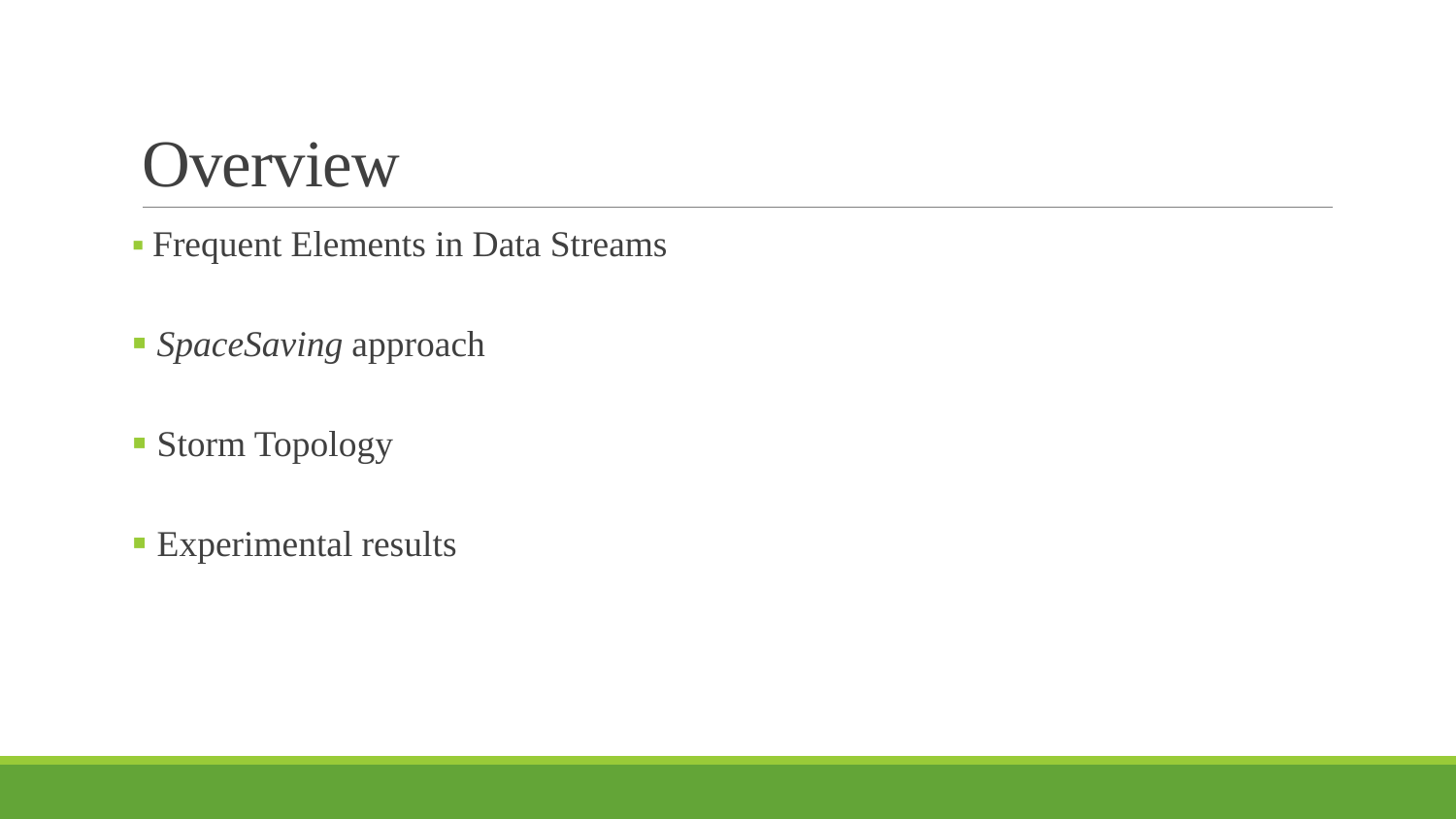# Overview

- Frequent Elements in Data Streams
- *SpaceSaving* approach
- Storm Topology
- Experimental results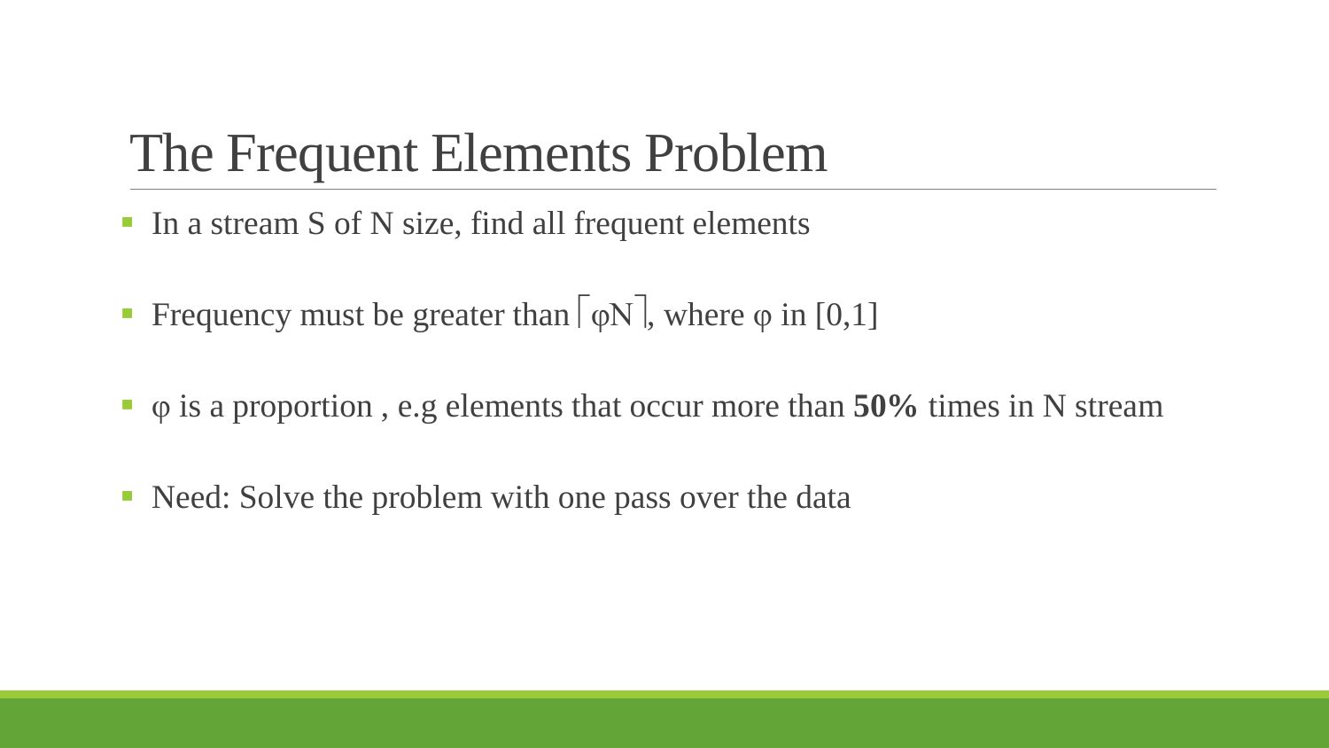# The Frequent Elements Problem

- In a stream S of N size, find all frequent elements
- Frequency must be greater than $\lceil \varphi N \rceil$, where $\varphi$ in [0,1]
- $\varphi$ is a proportion , e.g elements that occur more than **50%** times in N stream
- Need: Solve the problem with one pass over the data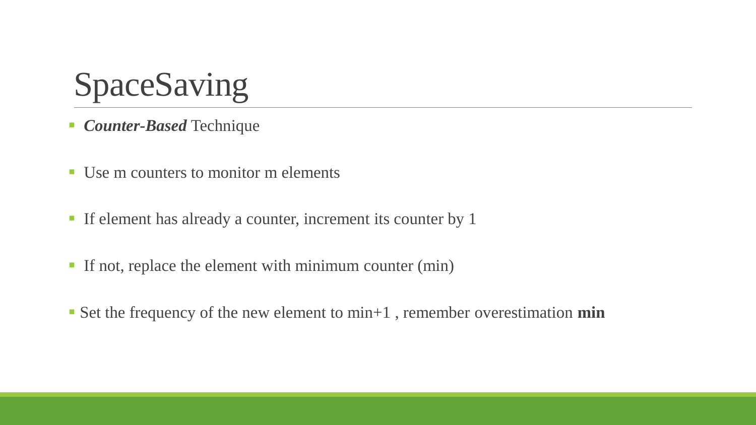# SpaceSaving

- ***Counter-Based*** Technique
- Use m counters to monitor m elements
- If element has already a counter, increment its counter by 1
- If not, replace the element with minimum counter (min)
- Set the frequency of the new element to min+1 , remember overestimation **min**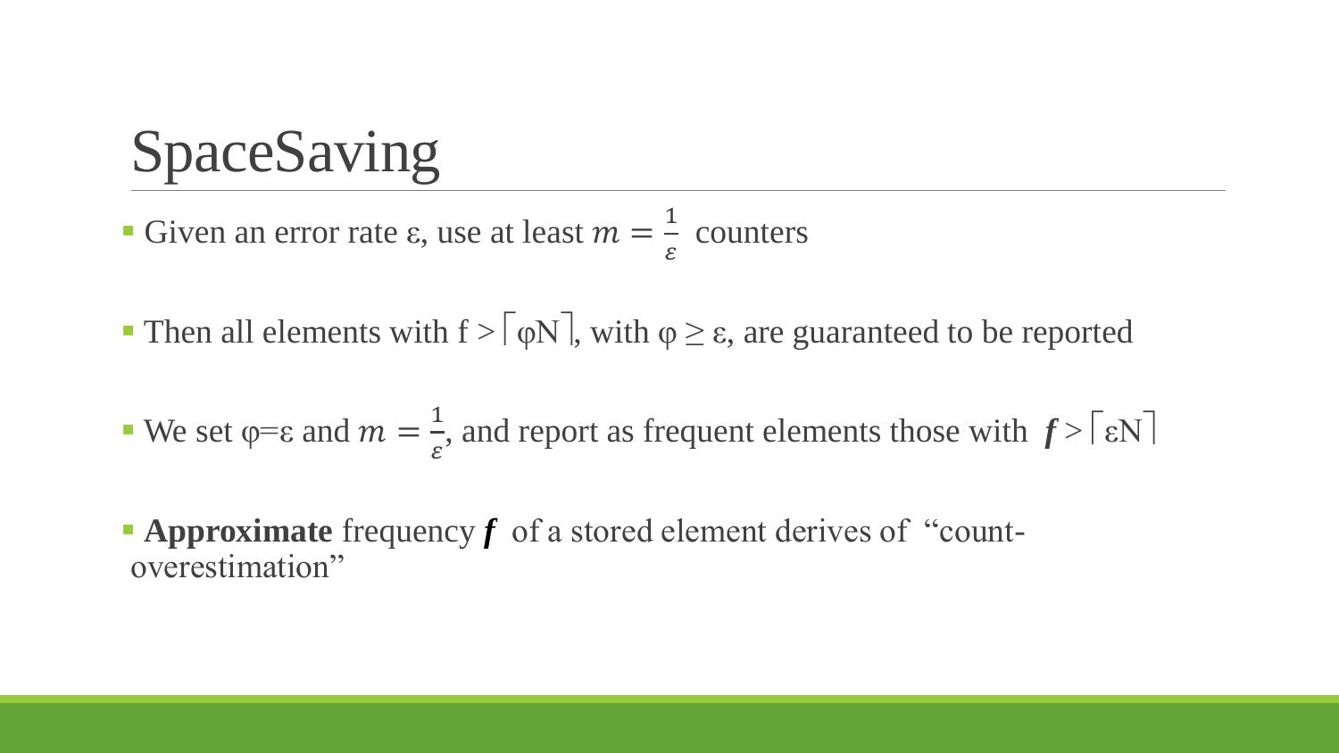# SpaceSaving

- Given an error rate ε, use at least $m = \frac{1}{\varepsilon}$ counters
- Then all elements with $f > \lceil \varphi N \rceil$, with $\varphi \geq \varepsilon$, are guaranteed to be reported
- We set $\varphi = \varepsilon$ and $m = \frac{1}{\varepsilon}$, and report as frequent elements those with $\boldsymbol{f} > \lceil \varepsilon N \rceil$
- **Approximate** frequency $\boldsymbol{f}$ of a stored element derives of "count-overestimation"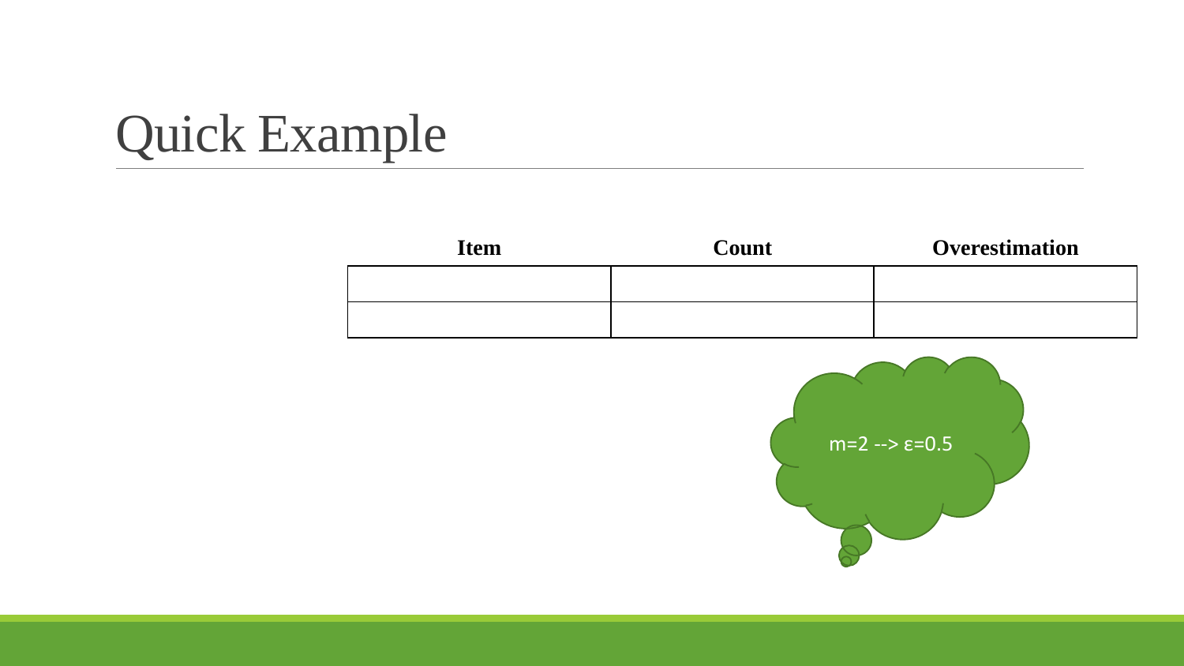# Quick Example

| Item | Count | Overestimation |
|---|---|---|
| | | |
| | | |

$m=2 \dashrightarrow \varepsilon=0.5$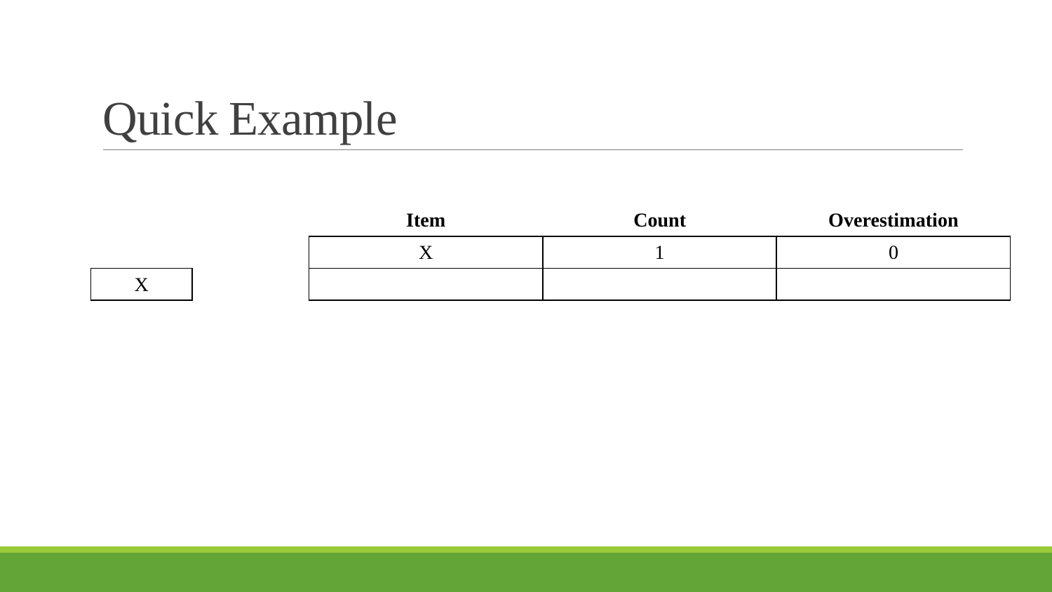# Quick Example

| X |
|---|

| Item | Count | Overestimation |
|---|---|---|
| X | 1 | 0 |
| | | |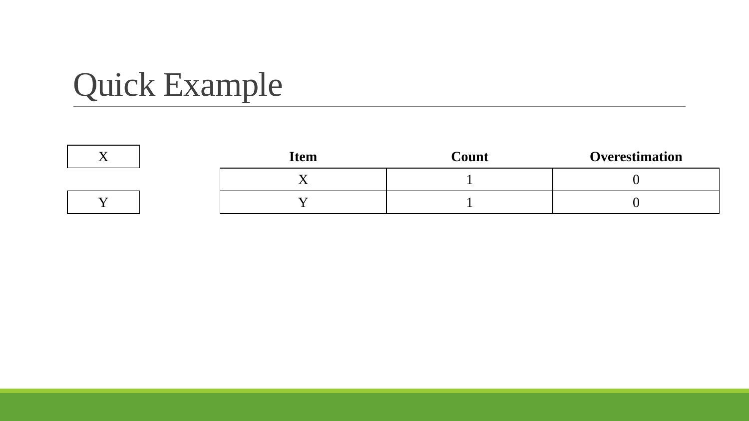# Quick Example

X

Y

| Item | Count | Overestimation |
|---|---|---|
| X | 1 | 0 |
| Y | 1 | 0 |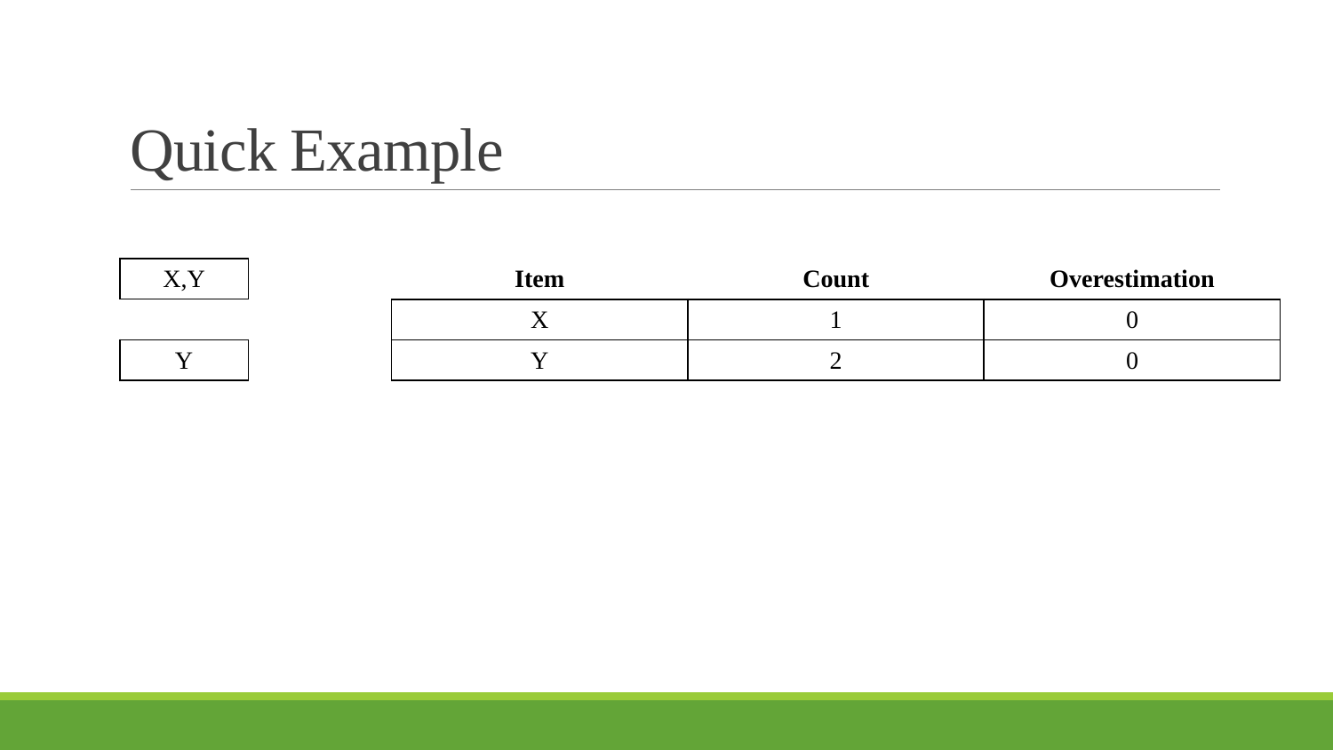# Quick Example

X,Y

Y

| Item | Count | Overestimation |
| --- | --- | --- |
| X | 1 | 0 |
| Y | 2 | 0 |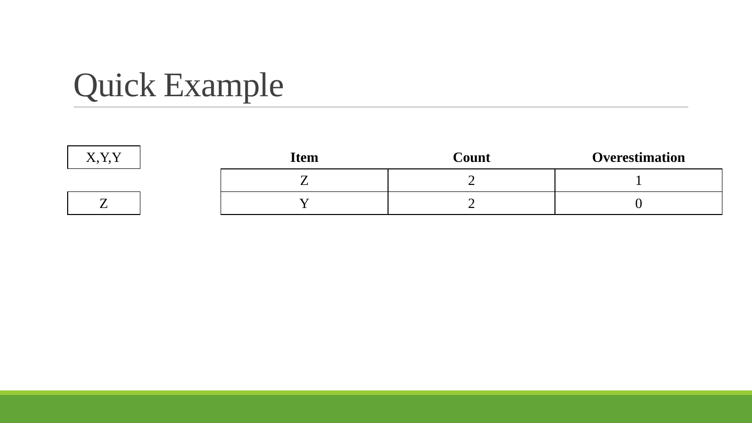# Quick Example

X,Y,Y

Z

| Item | Count | Overestimation |
|---|---|---|
| Z | 2 | 1 |
| Y | 2 | 0 |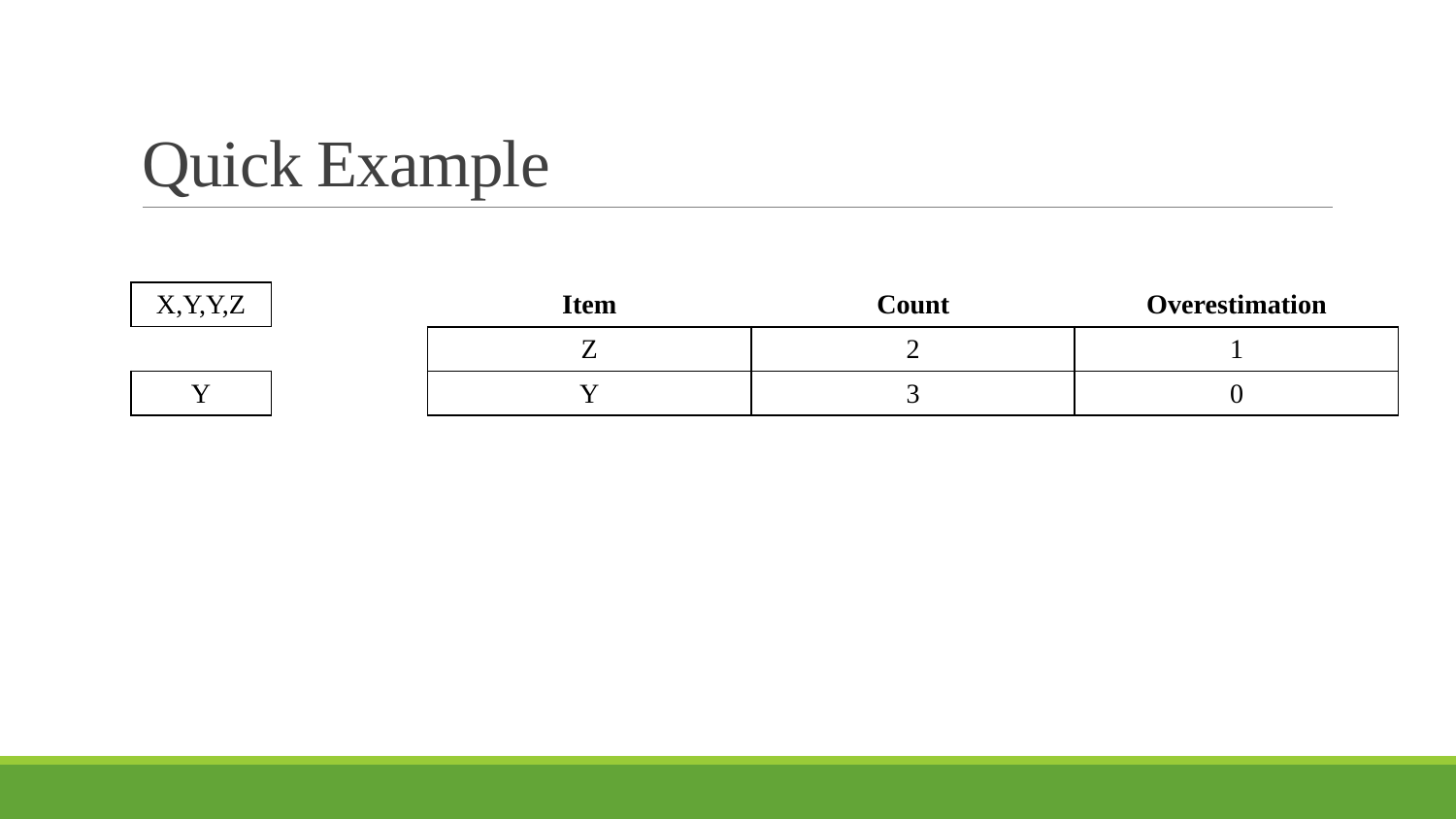# Quick Example

X,Y,Y,Z

Y

| Item | Count | Overestimation |
|---|---|---|
| Z | 2 | 1 |
| Y | 3 | 0 |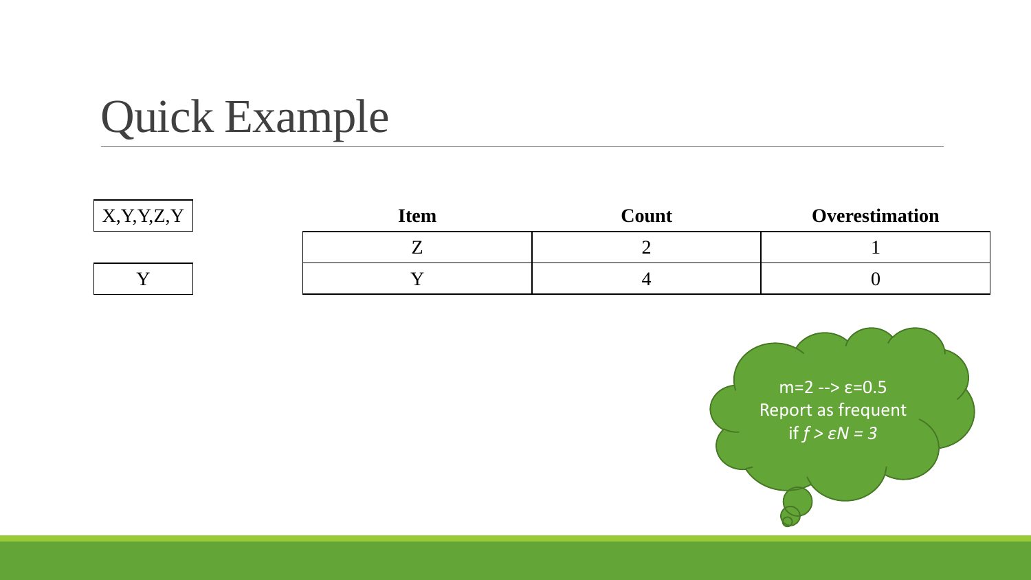# Quick Example

X,Y,Y,Z,Y

Y

| Item | Count | Overestimation |
|---|---|---|
| Z | 2 | 1 |
| Y | 4 | 0 |

m=2 --> ε=0.5
Report as frequent if $f > \varepsilon N = 3$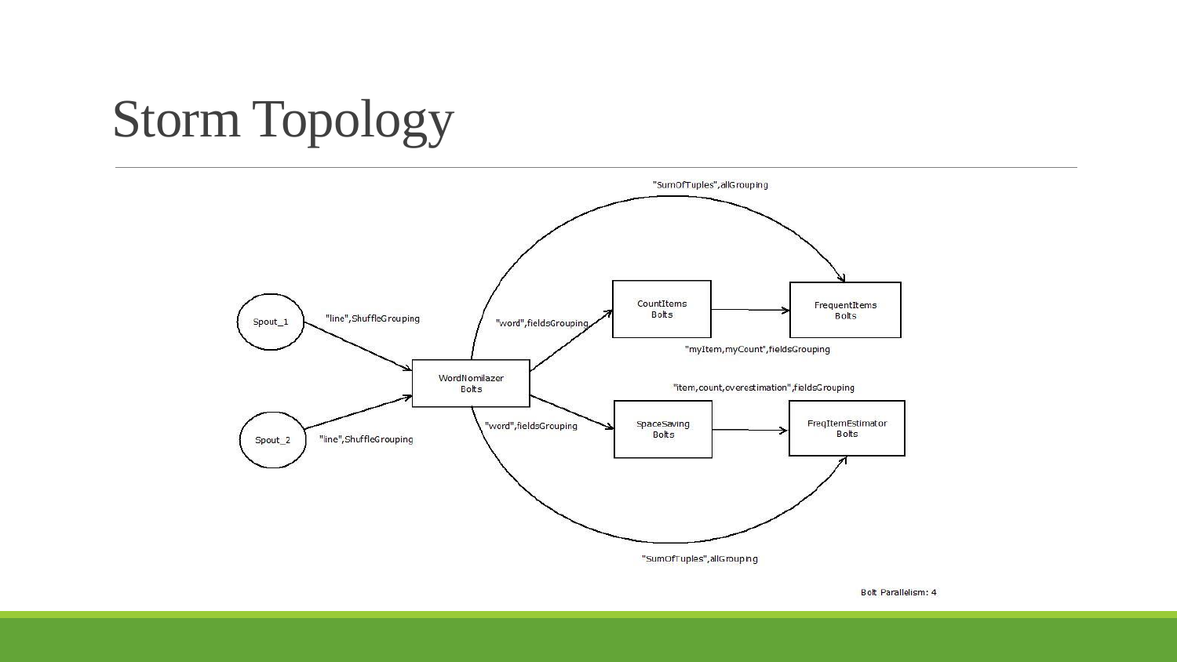# Storm Topology

Spout_1

"line",ShuffleGrouping

Spout_2

"line",ShuffleGrouping

WordNomilazer Bolts

"word",fieldsGrouping

CountItems Bolts

"myItem,myCount",fieldsGrouping

FrequentItems Bolts

"SumOfTuples",allGrouping

"word",fieldsGrouping

SpaceSaving Bolts

"item,count,overestimation",fieldsGrouping

FreqItemEstimator Bolts

"SumOfTuples",allGrouping

Bolt Parallelism: 4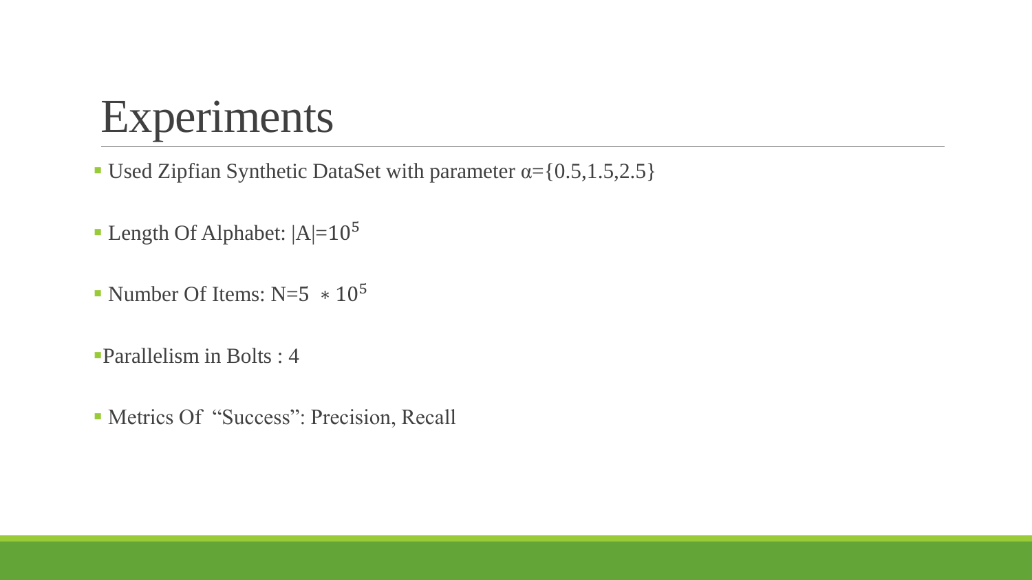# Experiments

- Used Zipfian Synthetic DataSet with parameter $\alpha=\{0.5,1.5,2.5\}$
- Length Of Alphabet: $|A|=10^5$
- Number Of Items: $N=5 * 10^5$
- Parallelism in Bolts : 4
- Metrics Of "Success": Precision, Recall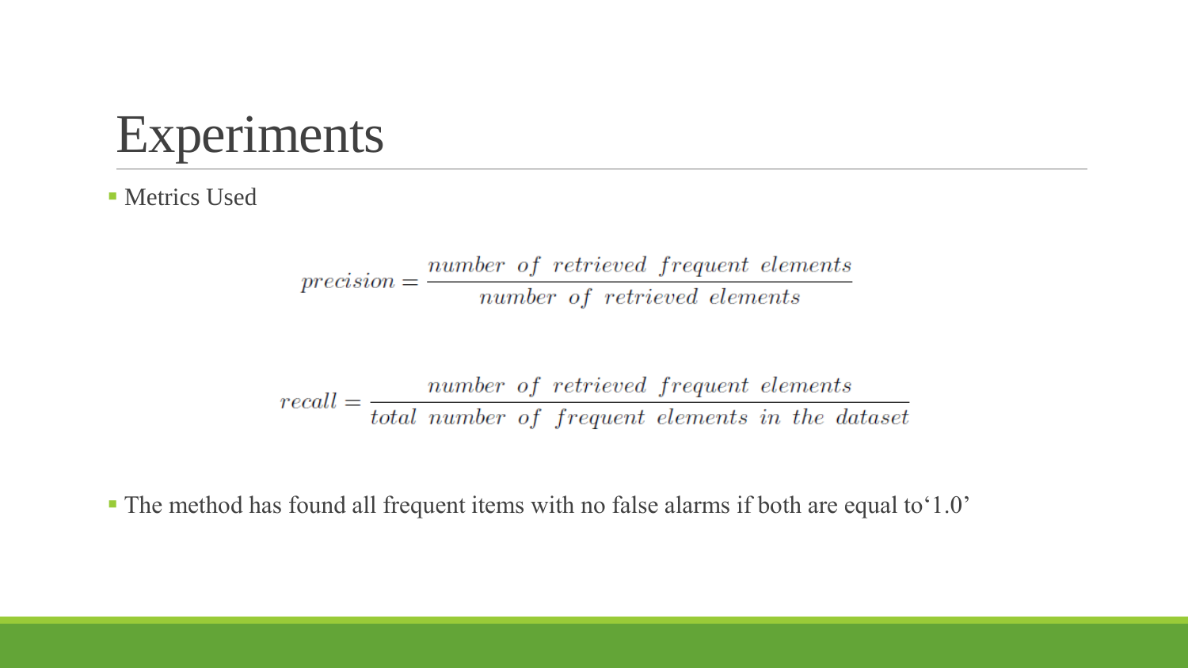# Experiments

- Metrics Used

$$precision = \frac{number\ of\ retrieved\ frequent\ elements}{number\ of\ retrieved\ elements}$$

$$recall = \frac{number\ of\ retrieved\ frequent\ elements}{total\ number\ of\ frequent\ elements\ in\ the\ dataset}$$

- The method has found all frequent items with no false alarms if both are equal to'1.0'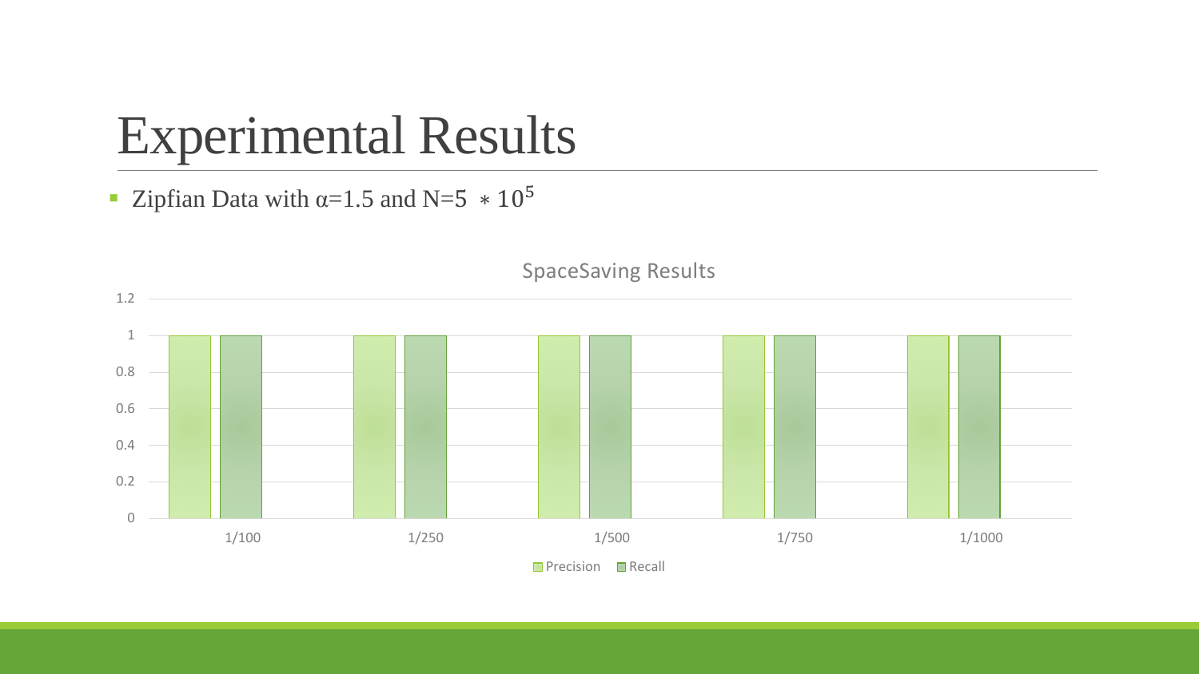# Experimental Results

- Zipfian Data with $\alpha$=1.5 and N=$5 * 10^5$

SpaceSaving Results

| | Precision | Recall |
|---|---|---|
| 1/100 | 1 | 1 |
| 1/250 | 1 | 1 |
| 1/500 | 1 | 1 |
| 1/750 | 1 | 1 |
| 1/1000 | 1 | 1 |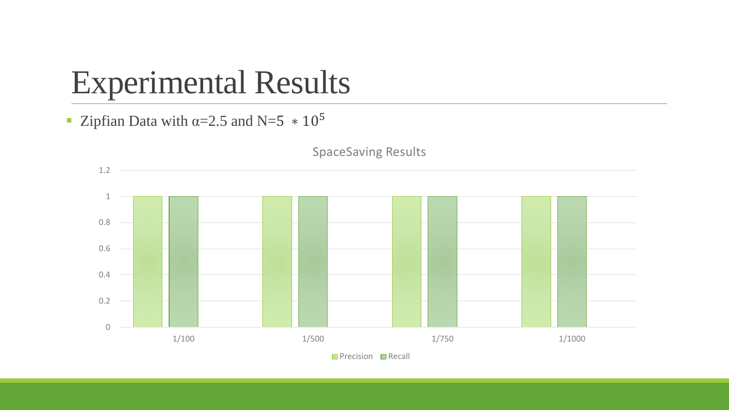# Experimental Results

- Zipfian Data with α=2.5 and N=$5 * 10^5$

SpaceSaving Results

| | Precision | Recall |
|---|---|---|
| 1/100 | 1 | 1 |
| 1/500 | 1 | 1 |
| 1/750 | 1 | 1 |
| 1/1000 | 1 | 1 |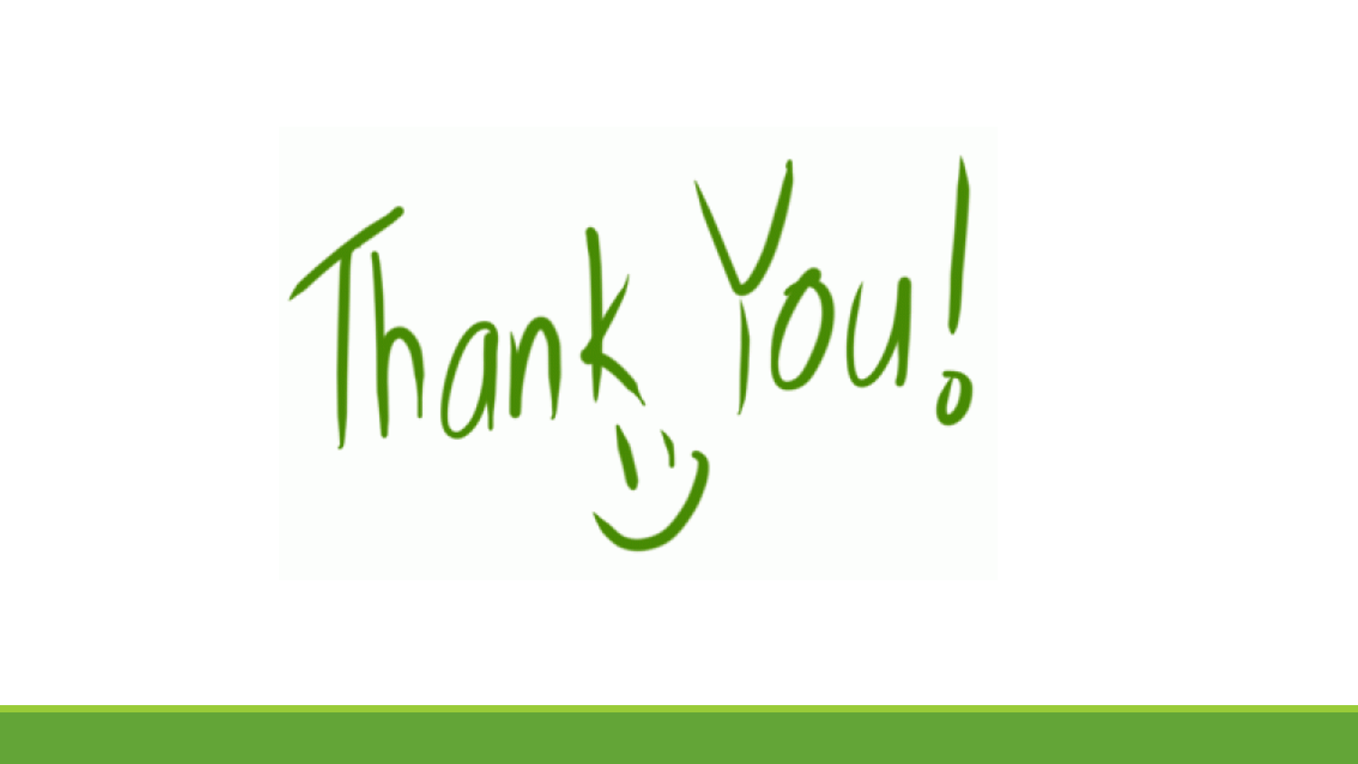Thank You!